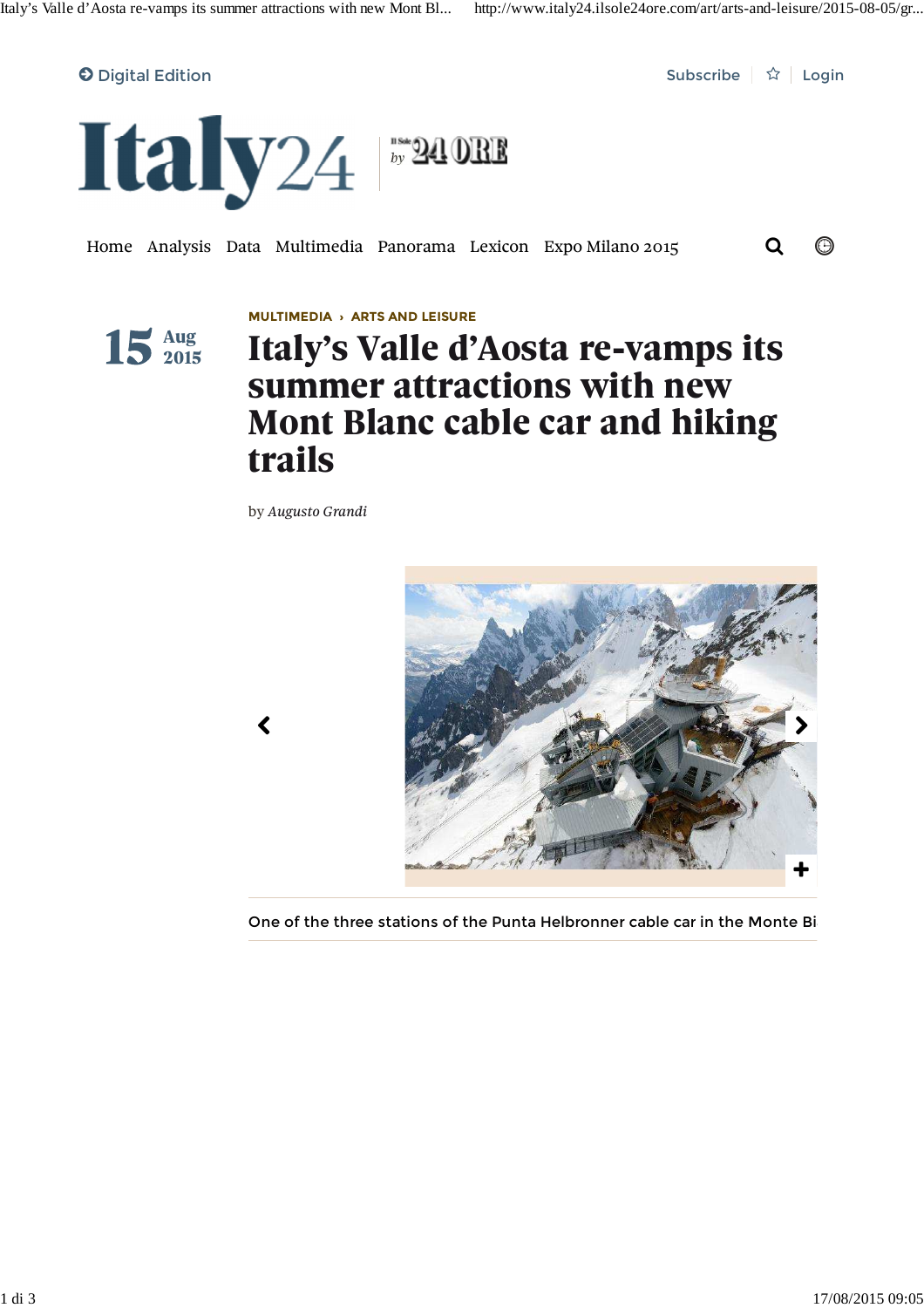Digital Edition

Subscribe | Login

# Italy24

by Il Sole 24 ORE

Home Analysis Data Multimedia Panorama Lexicon Expo Milano 2015

15 Aug 2015

MULTIMEDIA › ARTS AND LEISURE

## Italy's Valle d'Aosta re-vamps its summer attractions with new Mont Blanc cable car and hiking trails

by *Augusto Grandi*

One of the three stations of the Punta Helbronner cable car in the Monte Bi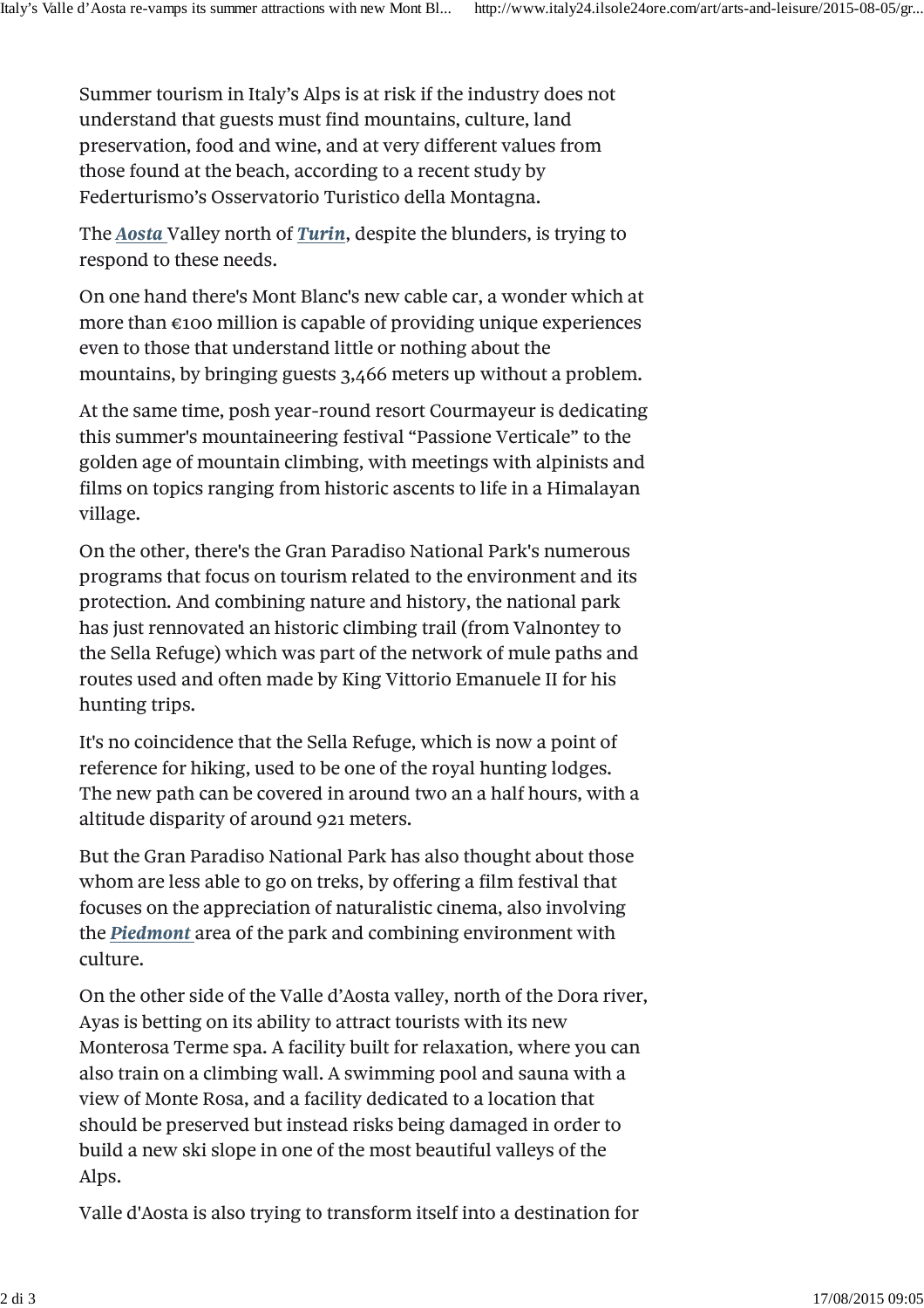Summer tourism in Italy's Alps is at risk if the industry does not understand that guests must find mountains, culture, land preservation, food and wine, and at very different values from those found at the beach, according to a recent study by Federturismo's Osservatorio Turistico della Montagna.

The ***Aosta*** Valley north of ***Turin***, despite the blunders, is trying to respond to these needs.

On one hand there's Mont Blanc's new cable car, a wonder which at more than €100 million is capable of providing unique experiences even to those that understand little or nothing about the mountains, by bringing guests 3,466 meters up without a problem.

At the same time, posh year-round resort Courmayeur is dedicating this summer's mountaineering festival "Passione Verticale" to the golden age of mountain climbing, with meetings with alpinists and films on topics ranging from historic ascents to life in a Himalayan village.

On the other, there's the Gran Paradiso National Park's numerous programs that focus on tourism related to the environment and its protection. And combining nature and history, the national park has just rennovated an historic climbing trail (from Valnontey to the Sella Refuge) which was part of the network of mule paths and routes used and often made by King Vittorio Emanuele II for his hunting trips.

It's no coincidence that the Sella Refuge, which is now a point of reference for hiking, used to be one of the royal hunting lodges. The new path can be covered in around two an a half hours, with a altitude disparity of around 921 meters.

But the Gran Paradiso National Park has also thought about those whom are less able to go on treks, by offering a film festival that focuses on the appreciation of naturalistic cinema, also involving the ***Piedmont*** area of the park and combining environment with culture.

On the other side of the Valle d'Aosta valley, north of the Dora river, Ayas is betting on its ability to attract tourists with its new Monterosa Terme spa. A facility built for relaxation, where you can also train on a climbing wall. A swimming pool and sauna with a view of Monte Rosa, and a facility dedicated to a location that should be preserved but instead risks being damaged in order to build a new ski slope in one of the most beautiful valleys of the Alps.

Valle d'Aosta is also trying to transform itself into a destination for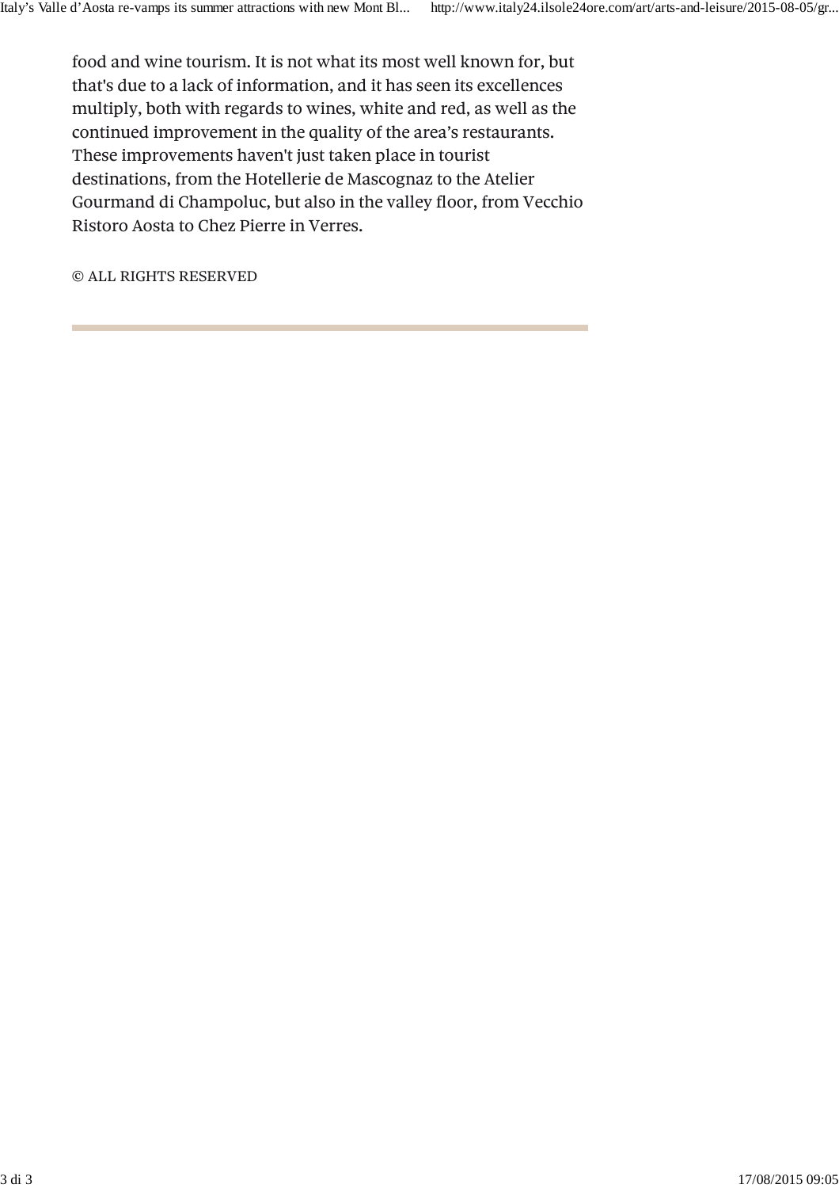food and wine tourism. It is not what its most well known for, but that's due to a lack of information, and it has seen its excellences multiply, both with regards to wines, white and red, as well as the continued improvement in the quality of the area’s restaurants. These improvements haven't just taken place in tourist destinations, from the Hotellerie de Mascognaz to the Atelier Gourmand di Champoluc, but also in the valley floor, from Vecchio Ristoro Aosta to Chez Pierre in Verres.

© ALL RIGHTS RESERVED